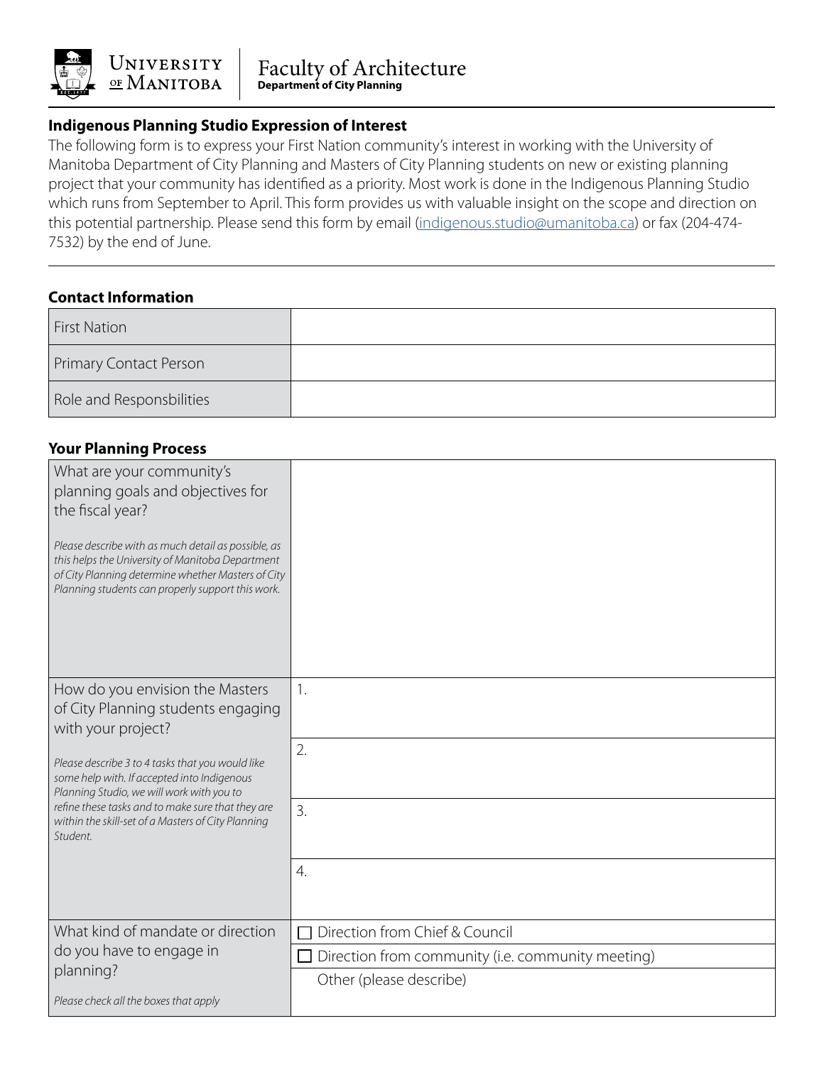University of Manitoba | Faculty of Architecture
**Department of City Planning**

## Indigenous Planning Studio Expression of Interest

The following form is to express your First Nation community's interest in working with the University of Manitoba Department of City Planning and Masters of City Planning students on new or existing planning project that your community has identified as a priority. Most work is done in the Indigenous Planning Studio which runs from September to April. This form provides us with valuable insight on the scope and direction on this potential partnership. Please send this form by email (indigenous.studio@umanitoba.ca) or fax (204-474-7532) by the end of June.

### Contact Information

| | |
|---|---|
| First Nation | |
| Primary Contact Person | |
| Role and Responsbilities | |

### Your Planning Process

| | |
|---|---|
| What are your community's planning goals and objectives for the fiscal year?<br><br>*Please describe with as much detail as possible, as this helps the University of Manitoba Department of City Planning determine whether Masters of City Planning students can properly support this work.* | |
| How do you envision the Masters of City Planning students engaging with your project?<br><br>*Please describe 3 to 4 tasks that you would like some help with. If accepted into Indigenous Planning Studio, we will work with you to refine these tasks and to make sure that they are within the skill-set of a Masters of City Planning Student.* | 1. |
| | 2. |
| | 3. |
| | 4. |
| What kind of mandate or direction do you have to engage in planning?<br><br>*Please check all the boxes that apply* | ☐ Direction from Chief & Council |
| | ☐ Direction from community (i.e. community meeting) |
| | Other (please describe) |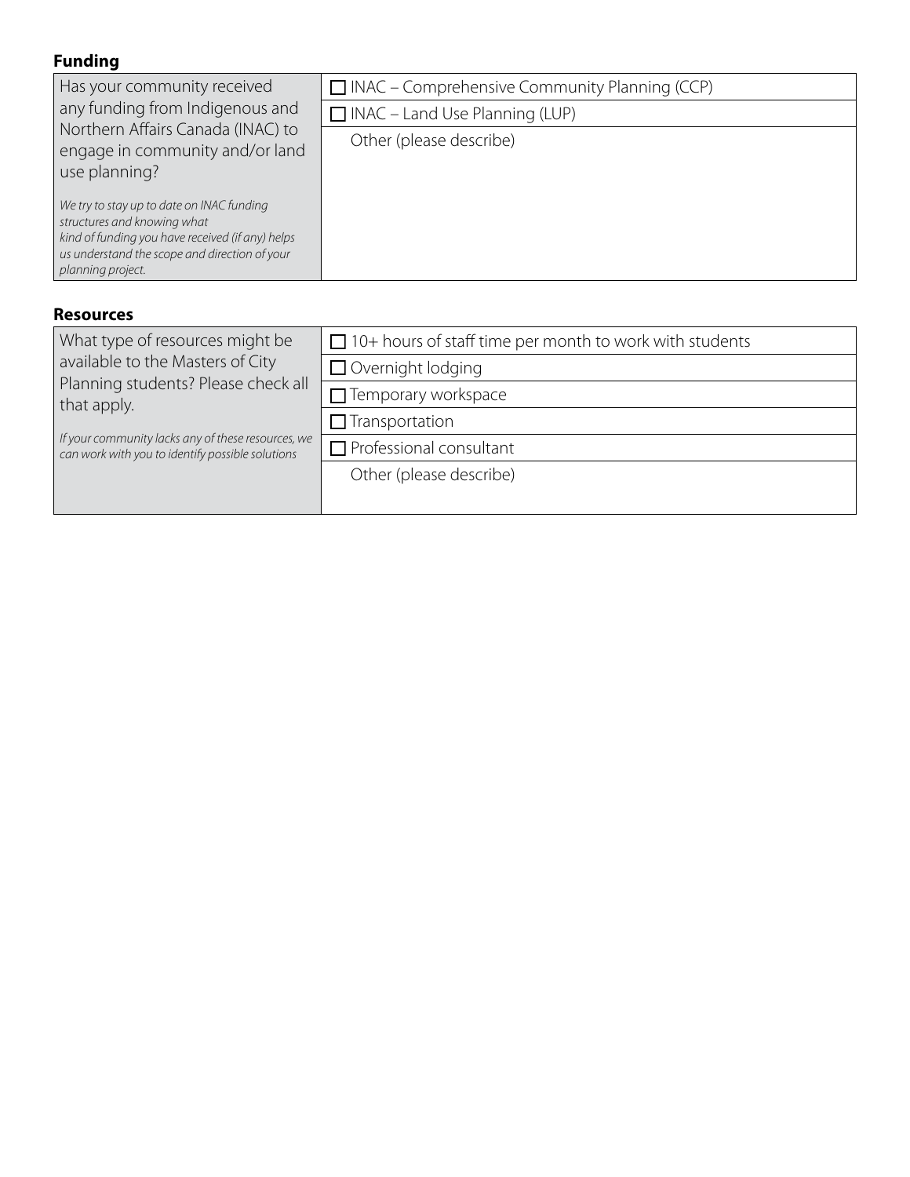**Funding**

| | |
|---|---|
| Has your community received any funding from Indigenous and Northern Affairs Canada (INAC) to engage in community and/or land use planning?<br><br>*We try to stay up to date on INAC funding structures and knowing what kind of funding you have received (if any) helps us understand the scope and direction of your planning project.* | ☐ INAC – Comprehensive Community Planning (CCP) |
| | ☐ INAC – Land Use Planning (LUP) |
| | Other (please describe) |

**Resources**

| | |
|---|---|
| What type of resources might be available to the Masters of City Planning students? Please check all that apply.<br><br>*If your community lacks any of these resources, we can work with you to identify possible solutions* | ☐ 10+ hours of staff time per month to work with students |
| | ☐ Overnight lodging |
| | ☐ Temporary workspace |
| | ☐ Transportation |
| | ☐ Professional consultant |
| | Other (please describe) |